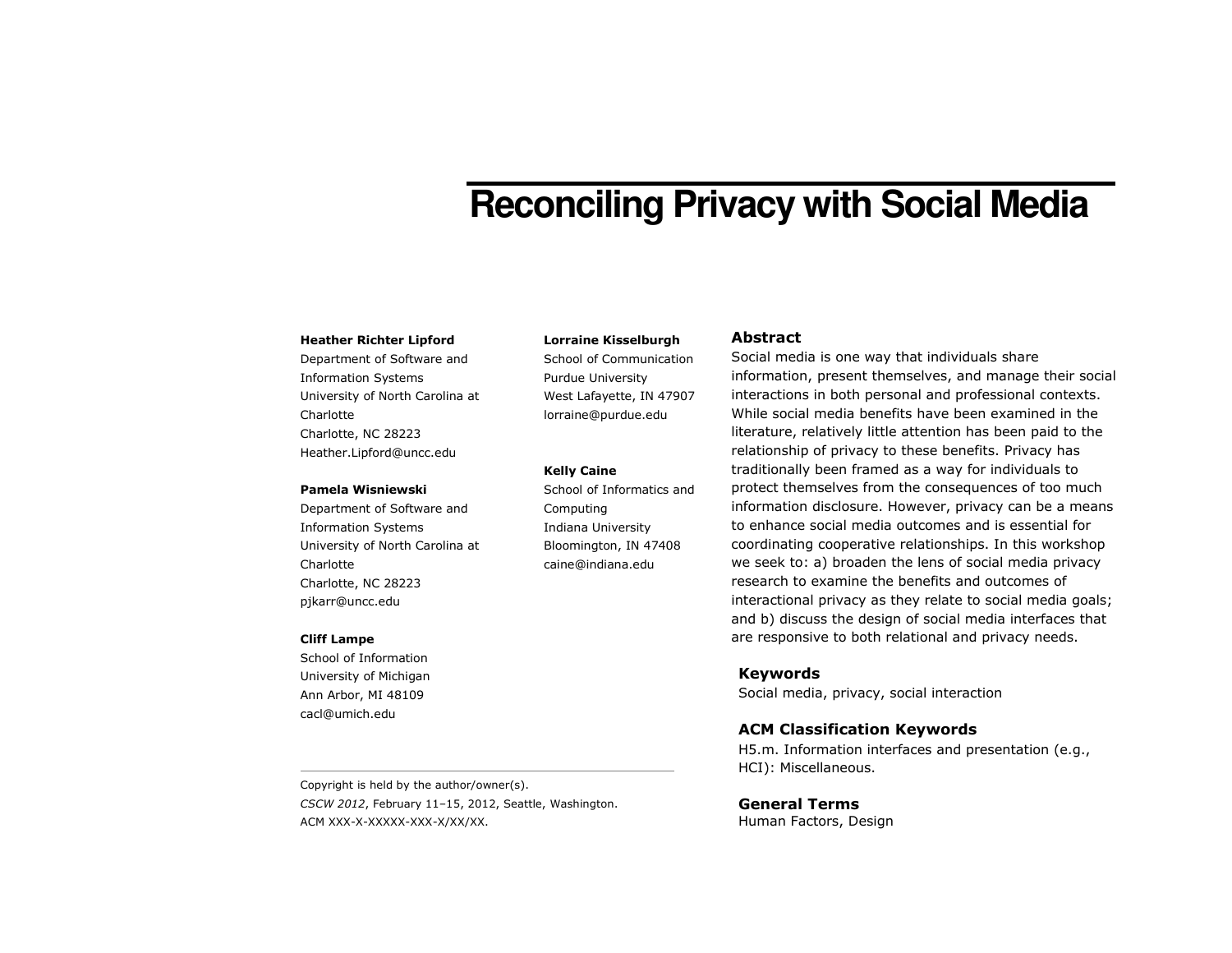# Reconciling Privacy with Social Media

**Heather Richter Lipford**
Department of Software and Information Systems
University of North Carolina at Charlotte
Charlotte, NC 28223
Heather.Lipford@uncc.edu

**Pamela Wisniewski**
Department of Software and Information Systems
University of North Carolina at Charlotte
Charlotte, NC 28223
pjkarr@uncc.edu

**Cliff Lampe**
School of Information
University of Michigan
Ann Arbor, MI 48109
cacl@umich.edu

**Lorraine Kisselburgh**
School of Communication
Purdue University
West Lafayette, IN 47907
lorraine@purdue.edu

**Kelly Caine**
School of Informatics and Computing
Indiana University
Bloomington, IN 47408
caine@indiana.edu

Copyright is held by the author/owner(s).
*CSCW 2012*, February 11–15, 2012, Seattle, Washington.
ACM XXX-X-XXXXX-XXX-X/XX/XX.

## Abstract

Social media is one way that individuals share information, present themselves, and manage their social interactions in both personal and professional contexts. While social media benefits have been examined in the literature, relatively little attention has been paid to the relationship of privacy to these benefits. Privacy has traditionally been framed as a way for individuals to protect themselves from the consequences of too much information disclosure. However, privacy can be a means to enhance social media outcomes and is essential for coordinating cooperative relationships. In this workshop we seek to: a) broaden the lens of social media privacy research to examine the benefits and outcomes of interactional privacy as they relate to social media goals; and b) discuss the design of social media interfaces that are responsive to both relational and privacy needs.

## Keywords

Social media, privacy, social interaction

## ACM Classification Keywords

H5.m. Information interfaces and presentation (e.g., HCI): Miscellaneous.

## General Terms

Human Factors, Design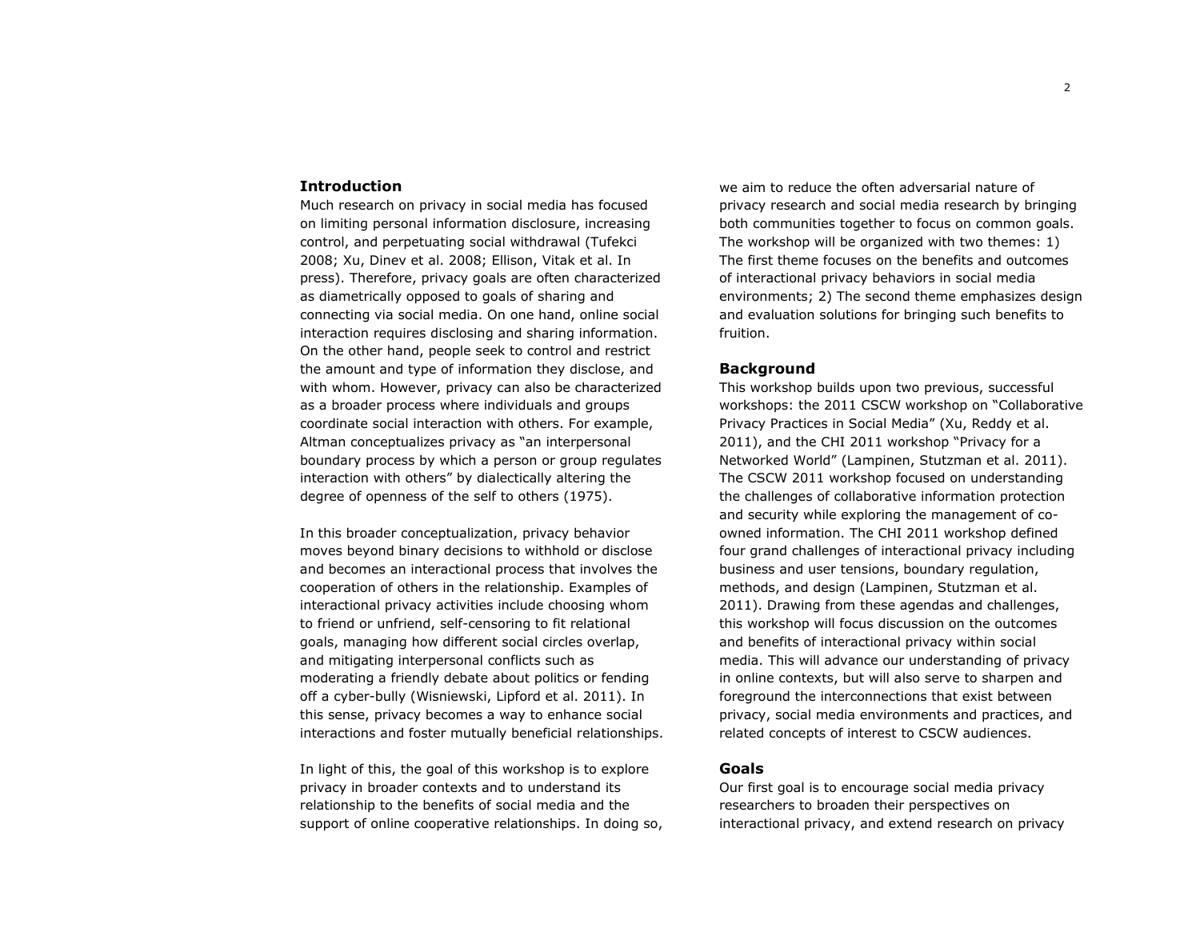## Introduction

Much research on privacy in social media has focused on limiting personal information disclosure, increasing control, and perpetuating social withdrawal (Tufekci 2008; Xu, Dinev et al. 2008; Ellison, Vitak et al. In press). Therefore, privacy goals are often characterized as diametrically opposed to goals of sharing and connecting via social media. On one hand, online social interaction requires disclosing and sharing information. On the other hand, people seek to control and restrict the amount and type of information they disclose, and with whom. However, privacy can also be characterized as a broader process where individuals and groups coordinate social interaction with others. For example, Altman conceptualizes privacy as "an interpersonal boundary process by which a person or group regulates interaction with others" by dialectically altering the degree of openness of the self to others (1975).

In this broader conceptualization, privacy behavior moves beyond binary decisions to withhold or disclose and becomes an interactional process that involves the cooperation of others in the relationship. Examples of interactional privacy activities include choosing whom to friend or unfriend, self-censoring to fit relational goals, managing how different social circles overlap, and mitigating interpersonal conflicts such as moderating a friendly debate about politics or fending off a cyber-bully (Wisniewski, Lipford et al. 2011). In this sense, privacy becomes a way to enhance social interactions and foster mutually beneficial relationships.

In light of this, the goal of this workshop is to explore privacy in broader contexts and to understand its relationship to the benefits of social media and the support of online cooperative relationships. In doing so, we aim to reduce the often adversarial nature of privacy research and social media research by bringing both communities together to focus on common goals. The workshop will be organized with two themes: 1) The first theme focuses on the benefits and outcomes of interactional privacy behaviors in social media environments; 2) The second theme emphasizes design and evaluation solutions for bringing such benefits to fruition.

## Background

This workshop builds upon two previous, successful workshops: the 2011 CSCW workshop on "Collaborative Privacy Practices in Social Media" (Xu, Reddy et al. 2011), and the CHI 2011 workshop "Privacy for a Networked World" (Lampinen, Stutzman et al. 2011). The CSCW 2011 workshop focused on understanding the challenges of collaborative information protection and security while exploring the management of co-owned information. The CHI 2011 workshop defined four grand challenges of interactional privacy including business and user tensions, boundary regulation, methods, and design (Lampinen, Stutzman et al. 2011). Drawing from these agendas and challenges, this workshop will focus discussion on the outcomes and benefits of interactional privacy within social media. This will advance our understanding of privacy in online contexts, but will also serve to sharpen and foreground the interconnections that exist between privacy, social media environments and practices, and related concepts of interest to CSCW audiences.

## Goals

Our first goal is to encourage social media privacy researchers to broaden their perspectives on interactional privacy, and extend research on privacy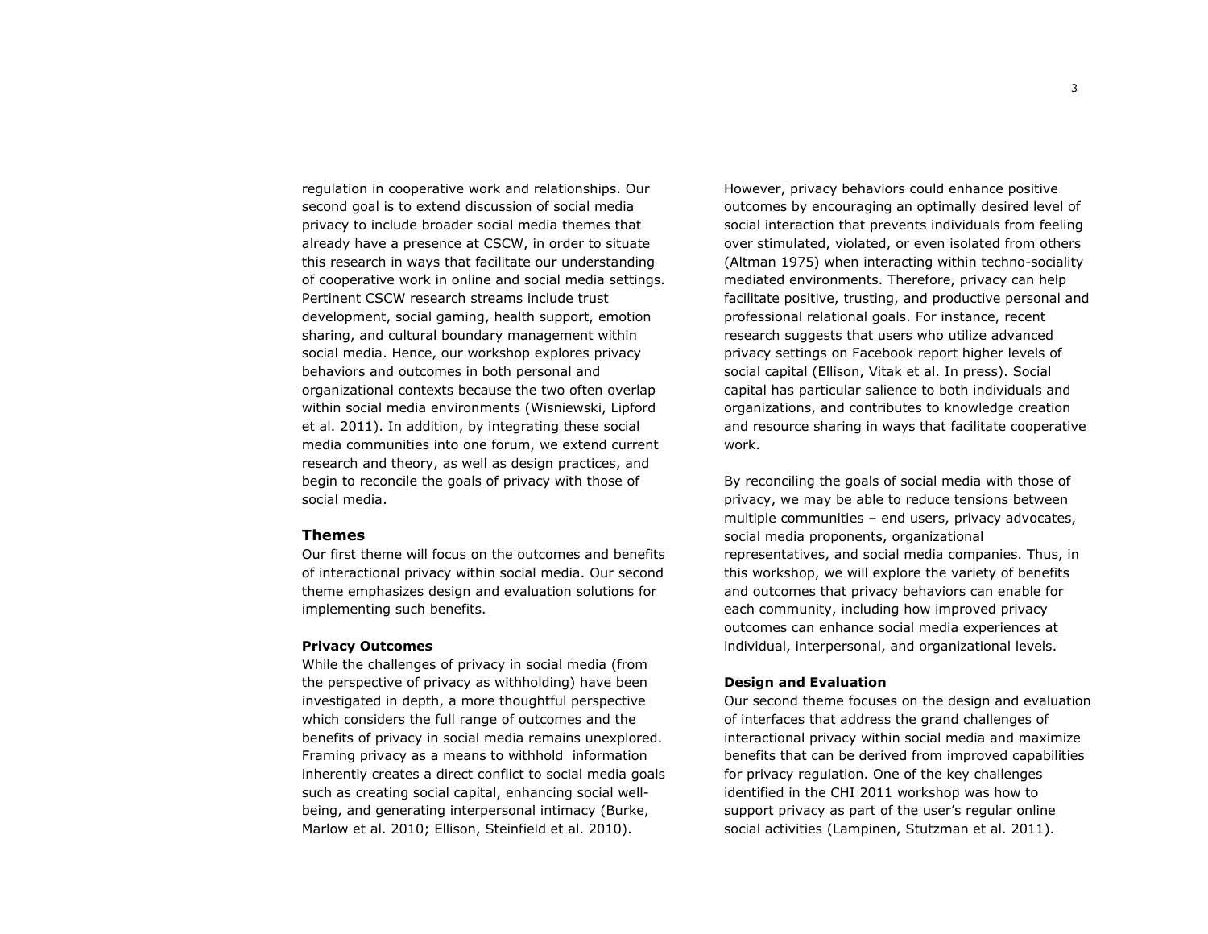regulation in cooperative work and relationships. Our second goal is to extend discussion of social media privacy to include broader social media themes that already have a presence at CSCW, in order to situate this research in ways that facilitate our understanding of cooperative work in online and social media settings. Pertinent CSCW research streams include trust development, social gaming, health support, emotion sharing, and cultural boundary management within social media. Hence, our workshop explores privacy behaviors and outcomes in both personal and organizational contexts because the two often overlap within social media environments (Wisniewski, Lipford et al. 2011). In addition, by integrating these social media communities into one forum, we extend current research and theory, as well as design practices, and begin to reconcile the goals of privacy with those of social media.

## Themes

Our first theme will focus on the outcomes and benefits of interactional privacy within social media. Our second theme emphasizes design and evaluation solutions for implementing such benefits.

### Privacy Outcomes

While the challenges of privacy in social media (from the perspective of privacy as withholding) have been investigated in depth, a more thoughtful perspective which considers the full range of outcomes and the benefits of privacy in social media remains unexplored. Framing privacy as a means to withhold information inherently creates a direct conflict to social media goals such as creating social capital, enhancing social well-being, and generating interpersonal intimacy (Burke, Marlow et al. 2010; Ellison, Steinfield et al. 2010). However, privacy behaviors could enhance positive outcomes by encouraging an optimally desired level of social interaction that prevents individuals from feeling over stimulated, violated, or even isolated from others (Altman 1975) when interacting within techno-sociality mediated environments. Therefore, privacy can help facilitate positive, trusting, and productive personal and professional relational goals. For instance, recent research suggests that users who utilize advanced privacy settings on Facebook report higher levels of social capital (Ellison, Vitak et al. In press). Social capital has particular salience to both individuals and organizations, and contributes to knowledge creation and resource sharing in ways that facilitate cooperative work.

By reconciling the goals of social media with those of privacy, we may be able to reduce tensions between multiple communities – end users, privacy advocates, social media proponents, organizational representatives, and social media companies. Thus, in this workshop, we will explore the variety of benefits and outcomes that privacy behaviors can enable for each community, including how improved privacy outcomes can enhance social media experiences at individual, interpersonal, and organizational levels.

### Design and Evaluation

Our second theme focuses on the design and evaluation of interfaces that address the grand challenges of interactional privacy within social media and maximize benefits that can be derived from improved capabilities for privacy regulation. One of the key challenges identified in the CHI 2011 workshop was how to support privacy as part of the user's regular online social activities (Lampinen, Stutzman et al. 2011).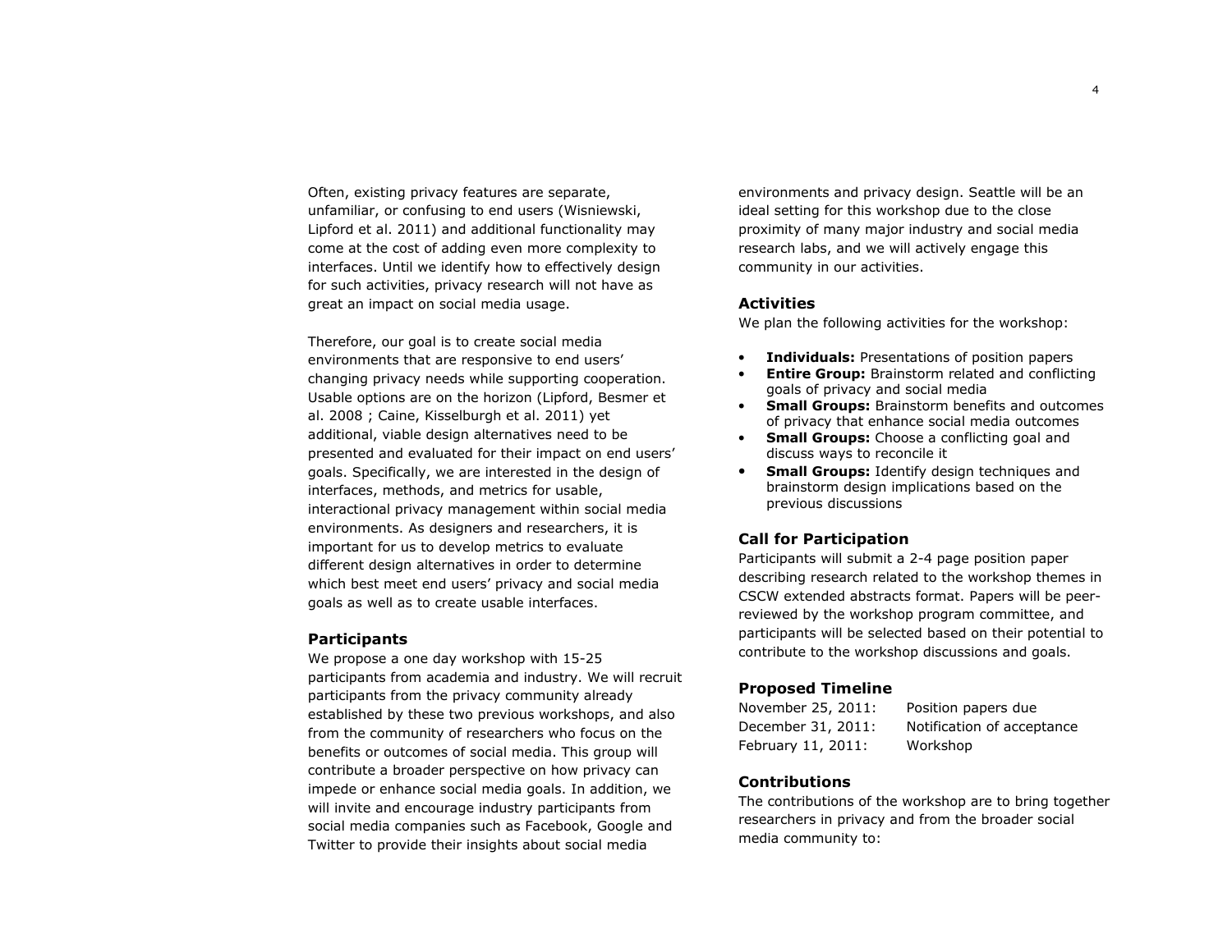Often, existing privacy features are separate, unfamiliar, or confusing to end users (Wisniewski, Lipford et al. 2011) and additional functionality may come at the cost of adding even more complexity to interfaces. Until we identify how to effectively design for such activities, privacy research will not have as great an impact on social media usage.

Therefore, our goal is to create social media environments that are responsive to end users' changing privacy needs while supporting cooperation. Usable options are on the horizon (Lipford, Besmer et al. 2008 ; Caine, Kisselburgh et al. 2011) yet additional, viable design alternatives need to be presented and evaluated for their impact on end users' goals. Specifically, we are interested in the design of interfaces, methods, and metrics for usable, interactional privacy management within social media environments. As designers and researchers, it is important for us to develop metrics to evaluate different design alternatives in order to determine which best meet end users' privacy and social media goals as well as to create usable interfaces.

### Participants

We propose a one day workshop with 15-25 participants from academia and industry. We will recruit participants from the privacy community already established by these two previous workshops, and also from the community of researchers who focus on the benefits or outcomes of social media. This group will contribute a broader perspective on how privacy can impede or enhance social media goals. In addition, we will invite and encourage industry participants from social media companies such as Facebook, Google and Twitter to provide their insights about social media environments and privacy design. Seattle will be an ideal setting for this workshop due to the close proximity of many major industry and social media research labs, and we will actively engage this community in our activities.

### Activities

We plan the following activities for the workshop:

- **Individuals:** Presentations of position papers
- **Entire Group:** Brainstorm related and conflicting goals of privacy and social media
- **Small Groups:** Brainstorm benefits and outcomes of privacy that enhance social media outcomes
- **Small Groups:** Choose a conflicting goal and discuss ways to reconcile it
- **Small Groups:** Identify design techniques and brainstorm design implications based on the previous discussions

### Call for Participation

Participants will submit a 2-4 page position paper describing research related to the workshop themes in CSCW extended abstracts format. Papers will be peer-reviewed by the workshop program committee, and participants will be selected based on their potential to contribute to the workshop discussions and goals.

### Proposed Timeline

| | |
|---|---|
| November 25, 2011: | Position papers due |
| December 31, 2011: | Notification of acceptance |
| February 11, 2011: | Workshop |

### Contributions

The contributions of the workshop are to bring together researchers in privacy and from the broader social media community to: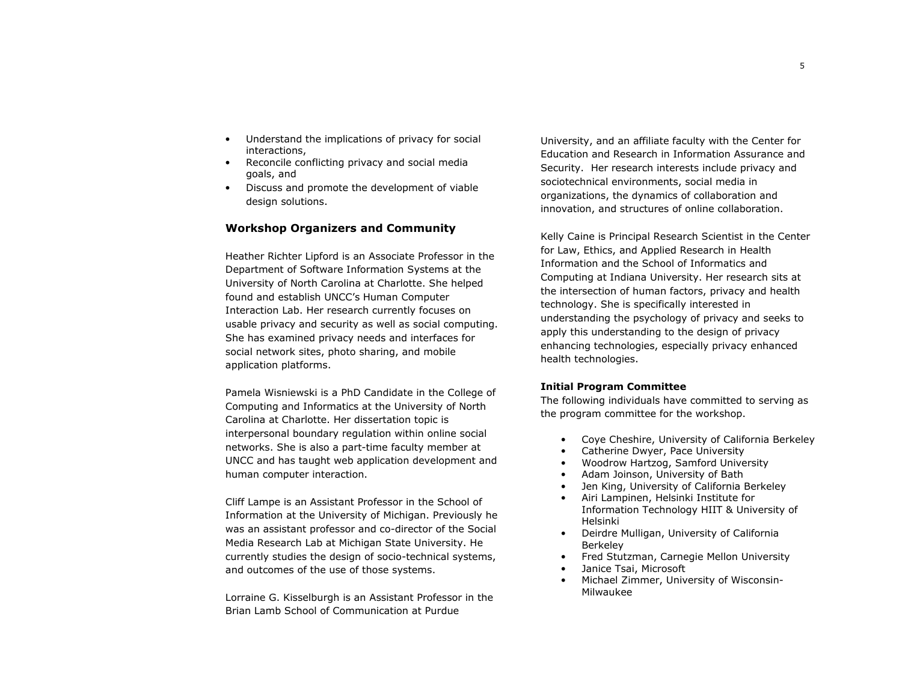- Understand the implications of privacy for social interactions,
- Reconcile conflicting privacy and social media goals, and
- Discuss and promote the development of viable design solutions.

### Workshop Organizers and Community

Heather Richter Lipford is an Associate Professor in the Department of Software Information Systems at the University of North Carolina at Charlotte. She helped found and establish UNCC's Human Computer Interaction Lab. Her research currently focuses on usable privacy and security as well as social computing. She has examined privacy needs and interfaces for social network sites, photo sharing, and mobile application platforms.

Pamela Wisniewski is a PhD Candidate in the College of Computing and Informatics at the University of North Carolina at Charlotte. Her dissertation topic is interpersonal boundary regulation within online social networks. She is also a part-time faculty member at UNCC and has taught web application development and human computer interaction.

Cliff Lampe is an Assistant Professor in the School of Information at the University of Michigan. Previously he was an assistant professor and co-director of the Social Media Research Lab at Michigan State University. He currently studies the design of socio-technical systems, and outcomes of the use of those systems.

Lorraine G. Kisselburgh is an Assistant Professor in the Brian Lamb School of Communication at Purdue University, and an affiliate faculty with the Center for Education and Research in Information Assurance and Security. Her research interests include privacy and sociotechnical environments, social media in organizations, the dynamics of collaboration and innovation, and structures of online collaboration.

Kelly Caine is Principal Research Scientist in the Center for Law, Ethics, and Applied Research in Health Information and the School of Informatics and Computing at Indiana University. Her research sits at the intersection of human factors, privacy and health technology. She is specifically interested in understanding the psychology of privacy and seeks to apply this understanding to the design of privacy enhancing technologies, especially privacy enhanced health technologies.

#### Initial Program Committee

The following individuals have committed to serving as the program committee for the workshop.

- Coye Cheshire, University of California Berkeley
- Catherine Dwyer, Pace University
- Woodrow Hartzog, Samford University
- Adam Joinson, University of Bath
- Jen King, University of California Berkeley
- Airi Lampinen, Helsinki Institute for Information Technology HIIT & University of Helsinki
- Deirdre Mulligan, University of California Berkeley
- Fred Stutzman, Carnegie Mellon University
- Janice Tsai, Microsoft
- Michael Zimmer, University of Wisconsin-Milwaukee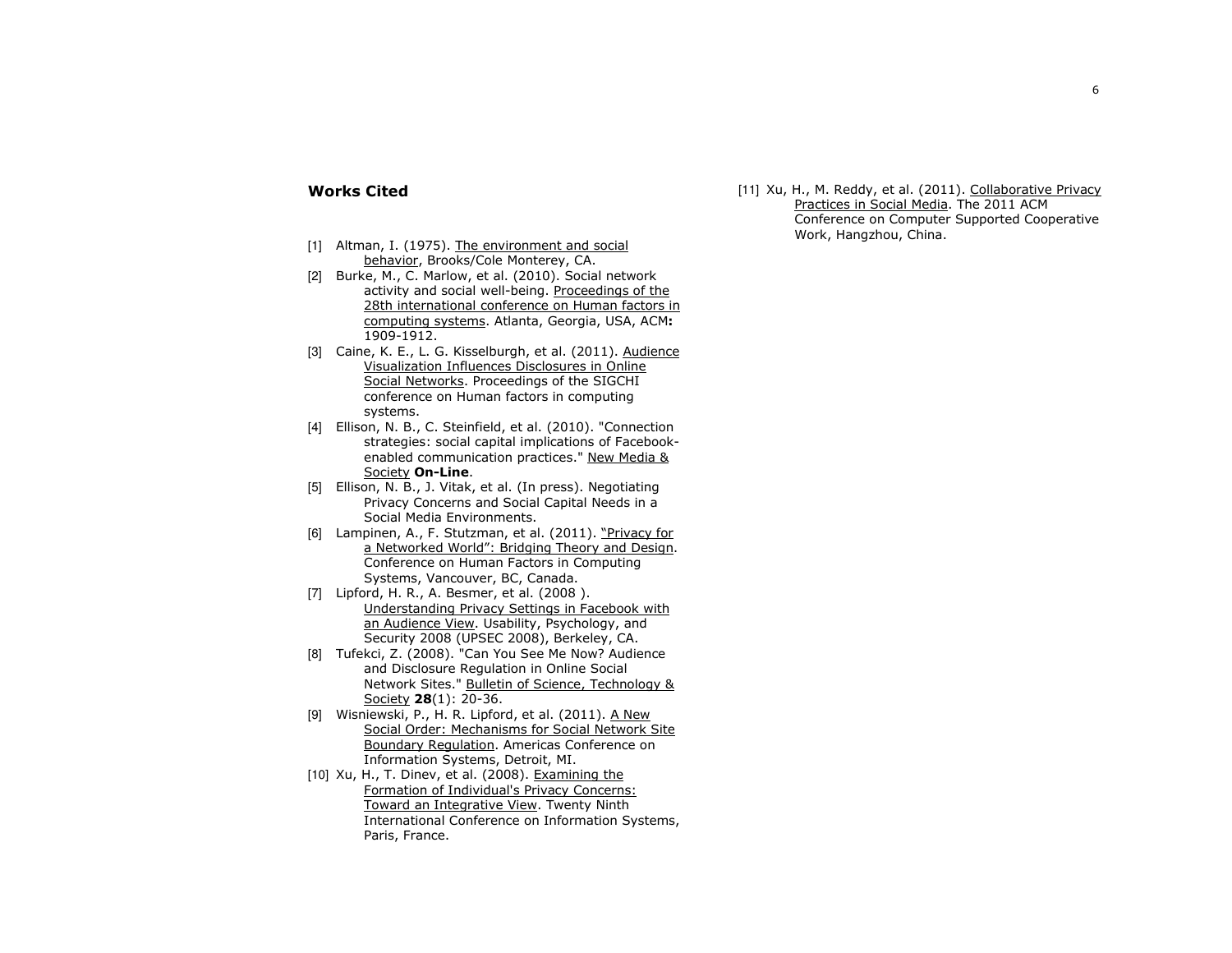## Works Cited

[1] Altman, I. (1975). The environment and social behavior, Brooks/Cole Monterey, CA.

[2] Burke, M., C. Marlow, et al. (2010). Social network activity and social well-being. Proceedings of the 28th international conference on Human factors in computing systems. Atlanta, Georgia, USA, ACM**:** 1909-1912.

[3] Caine, K. E., L. G. Kisselburgh, et al. (2011). Audience Visualization Influences Disclosures in Online Social Networks. Proceedings of the SIGCHI conference on Human factors in computing systems.

[4] Ellison, N. B., C. Steinfield, et al. (2010). "Connection strategies: social capital implications of Facebook-enabled communication practices." New Media & Society **On-Line**.

[5] Ellison, N. B., J. Vitak, et al. (In press). Negotiating Privacy Concerns and Social Capital Needs in a Social Media Environments.

[6] Lampinen, A., F. Stutzman, et al. (2011). "Privacy for a Networked World": Bridging Theory and Design. Conference on Human Factors in Computing Systems, Vancouver, BC, Canada.

[7] Lipford, H. R., A. Besmer, et al. (2008 ). Understanding Privacy Settings in Facebook with an Audience View. Usability, Psychology, and Security 2008 (UPSEC 2008), Berkeley, CA.

[8] Tufekci, Z. (2008). "Can You See Me Now? Audience and Disclosure Regulation in Online Social Network Sites." Bulletin of Science, Technology & Society **28**(1): 20-36.

[9] Wisniewski, P., H. R. Lipford, et al. (2011). A New Social Order: Mechanisms for Social Network Site Boundary Regulation. Americas Conference on Information Systems, Detroit, MI.

[10] Xu, H., T. Dinev, et al. (2008). Examining the Formation of Individual's Privacy Concerns: Toward an Integrative View. Twenty Ninth International Conference on Information Systems, Paris, France.

[11] Xu, H., M. Reddy, et al. (2011). Collaborative Privacy Practices in Social Media. The 2011 ACM Conference on Computer Supported Cooperative Work, Hangzhou, China.